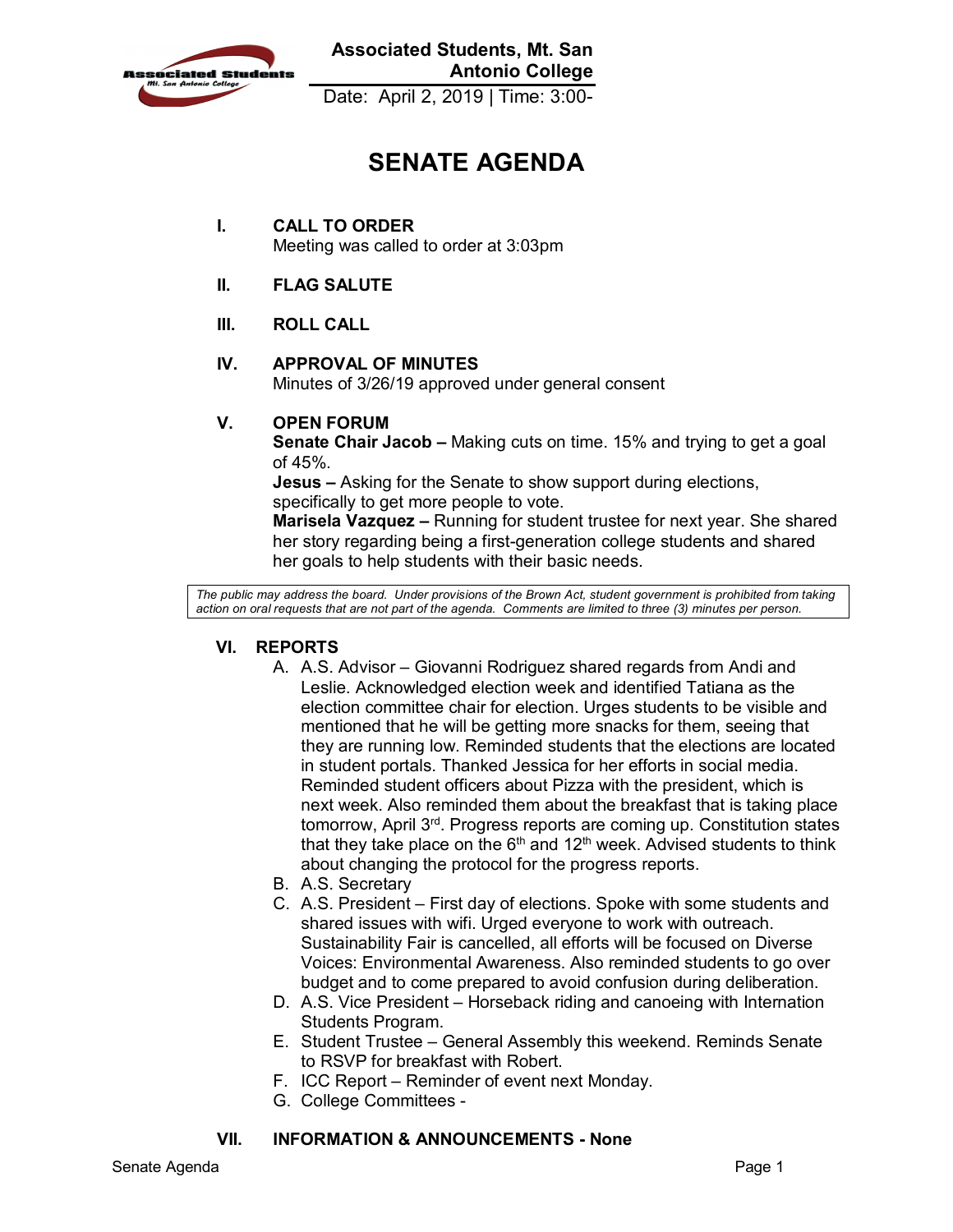**Associated Students, Mt. San Antonio College**

Date: April 2, 2019 | Time: 3:00-

# SENATE AGENDA

## I. CALL TO ORDER

Meeting was called to order at 3:03pm

## II. FLAG SALUTE

## III. ROLL CALL

## IV. APPROVAL OF MINUTES

Minutes of 3/26/19 approved under general consent

## V. OPEN FORUM

**Senate Chair Jacob –** Making cuts on time. 15% and trying to get a goal of 45%.

**Jesus –** Asking for the Senate to show support during elections, specifically to get more people to vote.

**Marisela Vazquez –** Running for student trustee for next year. She shared her story regarding being a first-generation college students and shared her goals to help students with their basic needs.

*The public may address the board. Under provisions of the Brown Act, student government is prohibited from taking action on oral requests that are not part of the agenda. Comments are limited to three (3) minutes per person.*

## VI. REPORTS

A. A.S. Advisor – Giovanni Rodriguez shared regards from Andi and Leslie. Acknowledged election week and identified Tatiana as the election committee chair for election. Urges students to be visible and mentioned that he will be getting more snacks for them, seeing that they are running low. Reminded students that the elections are located in student portals. Thanked Jessica for her efforts in social media. Reminded student officers about Pizza with the president, which is next week. Also reminded them about the breakfast that is taking place tomorrow, April 3rd. Progress reports are coming up. Constitution states that they take place on the 6th and 12th week. Advised students to think about changing the protocol for the progress reports.

B. A.S. Secretary

C. A.S. President – First day of elections. Spoke with some students and shared issues with wifi. Urged everyone to work with outreach. Sustainability Fair is cancelled, all efforts will be focused on Diverse Voices: Environmental Awareness. Also reminded students to go over budget and to come prepared to avoid confusion during deliberation.

D. A.S. Vice President – Horseback riding and canoeing with Internation Students Program.

E. Student Trustee – General Assembly this weekend. Reminds Senate to RSVP for breakfast with Robert.

F. ICC Report – Reminder of event next Monday.

G. College Committees -

## VII. INFORMATION & ANNOUNCEMENTS - None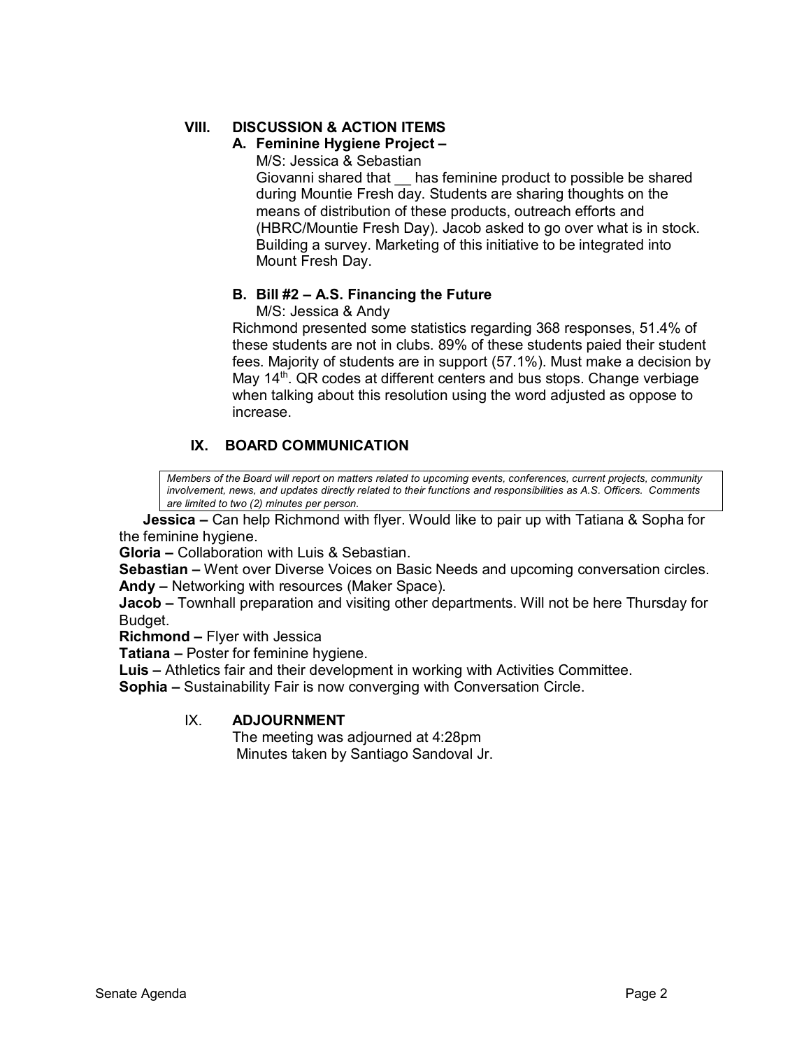## VIII. DISCUSSION & ACTION ITEMS

### A. Feminine Hygiene Project –

M/S: Jessica & Sebastian

Giovanni shared that __ has feminine product to possible be shared during Mountie Fresh day. Students are sharing thoughts on the means of distribution of these products, outreach efforts and (HBRC/Mountie Fresh Day). Jacob asked to go over what is in stock. Building a survey. Marketing of this initiative to be integrated into Mount Fresh Day.

### B. Bill #2 – A.S. Financing the Future

M/S: Jessica & Andy

Richmond presented some statistics regarding 368 responses, 51.4% of these students are not in clubs. 89% of these students paied their student fees. Majority of students are in support (57.1%). Must make a decision by May 14th. QR codes at different centers and bus stops. Change verbiage when talking about this resolution using the word adjusted as oppose to increase.

## IX. BOARD COMMUNICATION

*Members of the Board will report on matters related to upcoming events, conferences, current projects, community involvement, news, and updates directly related to their functions and responsibilities as A.S. Officers. Comments are limited to two (2) minutes per person.*

**Jessica –** Can help Richmond with flyer. Would like to pair up with Tatiana & Sopha for the feminine hygiene.

**Gloria –** Collaboration with Luis & Sebastian.

**Sebastian –** Went over Diverse Voices on Basic Needs and upcoming conversation circles.

**Andy –** Networking with resources (Maker Space).

**Jacob –** Townhall preparation and visiting other departments. Will not be here Thursday for Budget.

**Richmond –** Flyer with Jessica

**Tatiana –** Poster for feminine hygiene.

**Luis –** Athletics fair and their development in working with Activities Committee.

**Sophia –** Sustainability Fair is now converging with Conversation Circle.

## IX. ADJOURNMENT

The meeting was adjourned at 4:28pm

Minutes taken by Santiago Sandoval Jr.